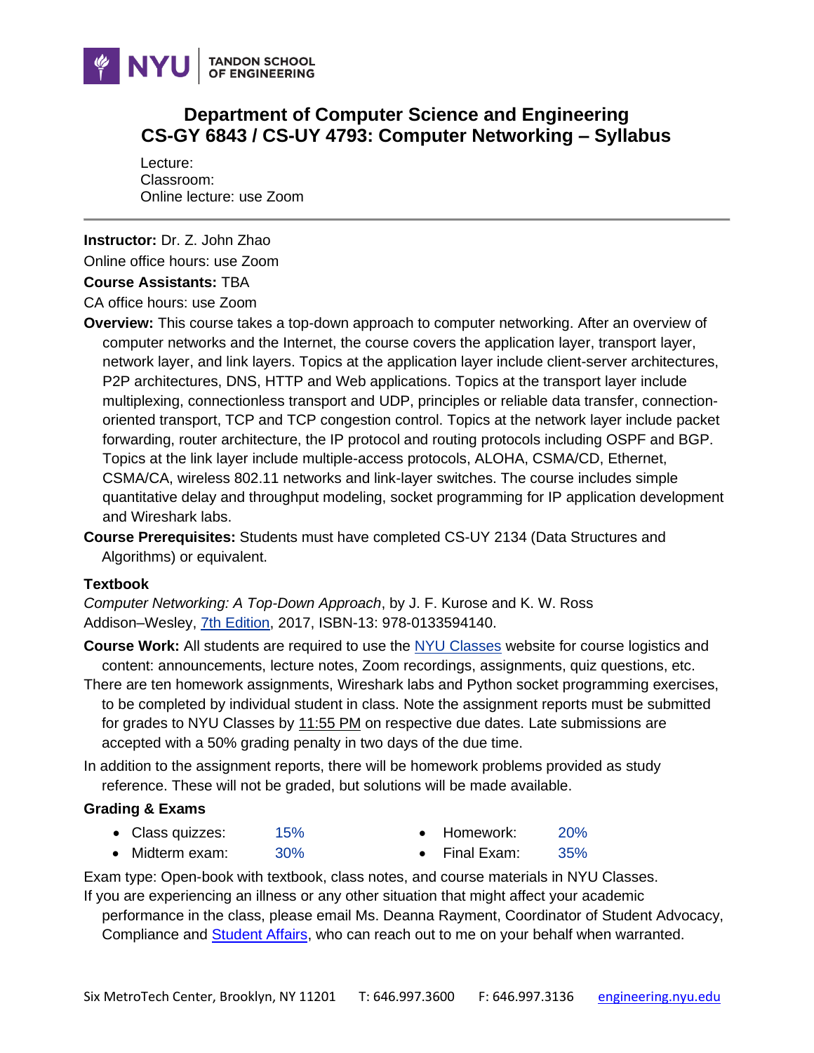NYU | TANDON SCHOOL OF ENGINEERING

# Department of Computer Science and Engineering
# CS-GY 6843 / CS-UY 4793: Computer Networking – Syllabus

Lecture:
Classroom:
Online lecture: use Zoom

---

**Instructor:** Dr. Z. John Zhao

Online office hours: use Zoom

**Course Assistants:** TBA

CA office hours: use Zoom

**Overview:** This course takes a top-down approach to computer networking. After an overview of computer networks and the Internet, the course covers the application layer, transport layer, network layer, and link layers. Topics at the application layer include client-server architectures, P2P architectures, DNS, HTTP and Web applications. Topics at the transport layer include multiplexing, connectionless transport and UDP, principles or reliable data transfer, connection-oriented transport, TCP and TCP congestion control. Topics at the network layer include packet forwarding, router architecture, the IP protocol and routing protocols including OSPF and BGP. Topics at the link layer include multiple-access protocols, ALOHA, CSMA/CD, Ethernet, CSMA/CA, wireless 802.11 networks and link-layer switches. The course includes simple quantitative delay and throughput modeling, socket programming for IP application development and Wireshark labs.

**Course Prerequisites:** Students must have completed CS-UY 2134 (Data Structures and Algorithms) or equivalent.

**Textbook**

*Computer Networking: A Top-Down Approach*, by J. F. Kurose and K. W. Ross
Addison–Wesley, 7th Edition, 2017, ISBN-13: 978-0133594140.

**Course Work:** All students are required to use the NYU Classes website for course logistics and content: announcements, lecture notes, Zoom recordings, assignments, quiz questions, etc.

There are ten homework assignments, Wireshark labs and Python socket programming exercises, to be completed by individual student in class. Note the assignment reports must be submitted for grades to NYU Classes by 11:55 PM on respective due dates. Late submissions are accepted with a 50% grading penalty in two days of the due time.

In addition to the assignment reports, there will be homework problems provided as study reference. These will not be graded, but solutions will be made available.

**Grading & Exams**

- Class quizzes: 15%
- Homework: 20%
- Midterm exam: 30%
- Final Exam: 35%

Exam type: Open-book with textbook, class notes, and course materials in NYU Classes.

If you are experiencing an illness or any other situation that might affect your academic performance in the class, please email Ms. Deanna Rayment, Coordinator of Student Advocacy, Compliance and Student Affairs, who can reach out to me on your behalf when warranted.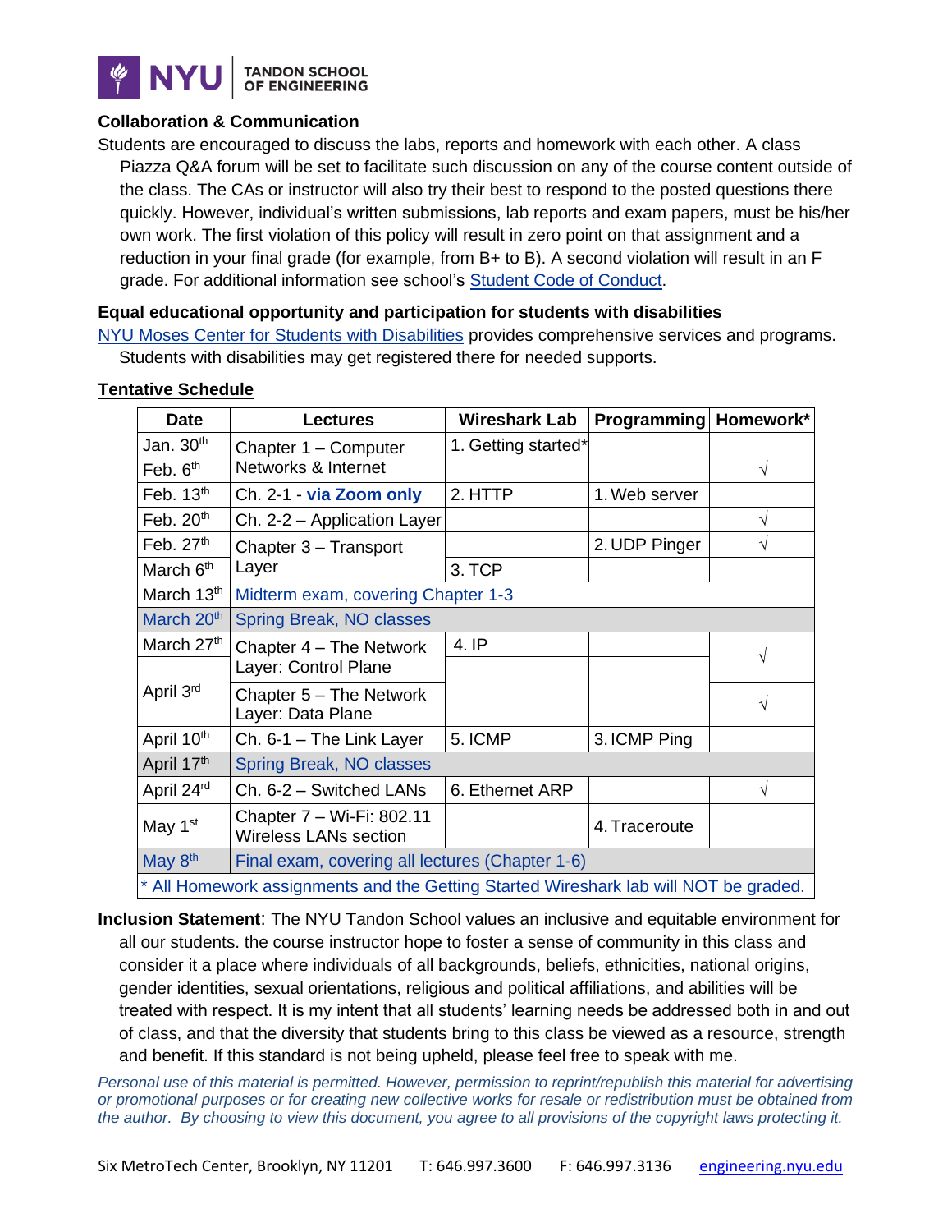**Collaboration & Communication**

Students are encouraged to discuss the labs, reports and homework with each other. A class Piazza Q&A forum will be set to facilitate such discussion on any of the course content outside of the class. The CAs or instructor will also try their best to respond to the posted questions there quickly. However, individual's written submissions, lab reports and exam papers, must be his/her own work. The first violation of this policy will result in zero point on that assignment and a reduction in your final grade (for example, from B+ to B). A second violation will result in an F grade. For additional information see school's [Student Code of Conduct](Student Code of Conduct).

**Equal educational opportunity and participation for students with disabilities**

[NYU Moses Center for Students with Disabilities](NYU Moses Center for Students with Disabilities) provides comprehensive services and programs. Students with disabilities may get registered there for needed supports.

**Tentative Schedule**

| Date | Lectures | Wireshark Lab | Programming | Homework* |
|---|---|---|---|---|
| Jan. 30th | Chapter 1 – Computer Networks & Internet | 1. Getting started* | | |
| Feb. 6th | | | | √ |
| Feb. 13th | Ch. 2-1 - **via Zoom only** | 2. HTTP | 1. Web server | |
| Feb. 20th | Ch. 2-2 – Application Layer | | | √ |
| Feb. 27th | Chapter 3 – Transport Layer | | 2. UDP Pinger | √ |
| March 6th | | 3. TCP | | |
| March 13th | Midterm exam, covering Chapter 1-3 | | | |
| March 20th | Spring Break, NO classes | | | |
| March 27th | Chapter 4 – The Network Layer: Control Plane | 4. IP | | √ |
| April 3rd | Chapter 5 – The Network Layer: Data Plane | | | √ |
| April 10th | Ch. 6-1 – The Link Layer | 5. ICMP | 3. ICMP Ping | |
| April 17th | Spring Break, NO classes | | | |
| April 24th | Ch. 6-2 – Switched LANs | 6. Ethernet ARP | | √ |
| May 1st | Chapter 7 – Wi-Fi: 802.11 Wireless LANs section | | 4. Traceroute | |
| May 8th | Final exam, covering all lectures (Chapter 1-6) | | | |

* All Homework assignments and the Getting Started Wireshark lab will NOT be graded.

**Inclusion Statement**: The NYU Tandon School values an inclusive and equitable environment for all our students. the course instructor hope to foster a sense of community in this class and consider it a place where individuals of all backgrounds, beliefs, ethnicities, national origins, gender identities, sexual orientations, religious and political affiliations, and abilities will be treated with respect. It is my intent that all students' learning needs be addressed both in and out of class, and that the diversity that students bring to this class be viewed as a resource, strength and benefit. If this standard is not being upheld, please feel free to speak with me.

*Personal use of this material is permitted. However, permission to reprint/republish this material for advertising or promotional purposes or for creating new collective works for resale or redistribution must be obtained from the author. By choosing to view this document, you agree to all provisions of the copyright laws protecting it.*